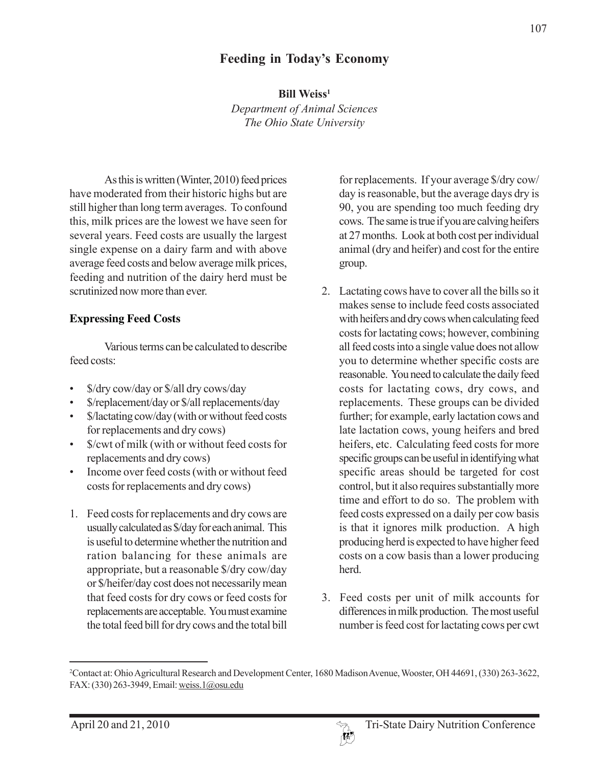# Feeding in Today's Economy

**Bill Weiss[1]**

*Department of Animal Sciences*
*The Ohio State University*

As this is written (Winter, 2010) feed prices have moderated from their historic highs but are still higher than long term averages. To confound this, milk prices are the lowest we have seen for several years. Feed costs are usually the largest single expense on a dairy farm and with above average feed costs and below average milk prices, feeding and nutrition of the dairy herd must be scrutinized now more than ever.

## Expressing Feed Costs

Various terms can be calculated to describe feed costs:

- $/dry cow/day or $/all dry cows/day
- $/replacement/day or $/all replacements/day
- $/lactating cow/day (with or without feed costs for replacements and dry cows)
- $/cwt of milk (with or without feed costs for replacements and dry cows)
- Income over feed costs (with or without feed costs for replacements and dry cows)

1. Feed costs for replacements and dry cows are usually calculated as $/day for each animal. This is useful to determine whether the nutrition and ration balancing for these animals are appropriate, but a reasonable $/dry cow/day or $/heifer/day cost does not necessarily mean that feed costs for dry cows or feed costs for replacements are acceptable. You must examine the total feed bill for dry cows and the total bill for replacements. If your average $/dry cow/day is reasonable, but the average days dry is 90, you are spending too much feeding dry cows. The same is true if you are calving heifers at 27 months. Look at both cost per individual animal (dry and heifer) and cost for the entire group.

2. Lactating cows have to cover all the bills so it makes sense to include feed costs associated with heifers and dry cows when calculating feed costs for lactating cows; however, combining all feed costs into a single value does not allow you to determine whether specific costs are reasonable. You need to calculate the daily feed costs for lactating cows, dry cows, and replacements. These groups can be divided further; for example, early lactation cows and late lactation cows, young heifers and bred heifers, etc. Calculating feed costs for more specific groups can be useful in identifying what specific areas should be targeted for cost control, but it also requires substantially more time and effort to do so. The problem with feed costs expressed on a daily per cow basis is that it ignores milk production. A high producing herd is expected to have higher feed costs on a cow basis than a lower producing herd.

3. Feed costs per unit of milk accounts for differences in milk production. The most useful number is feed cost for lactating cows per cwt

[2]Contact at: Ohio Agricultural Research and Development Center, 1680 Madison Avenue, Wooster, OH 44691, (330) 263-3622, FAX: (330) 263-3949, Email: weiss.1@osu.edu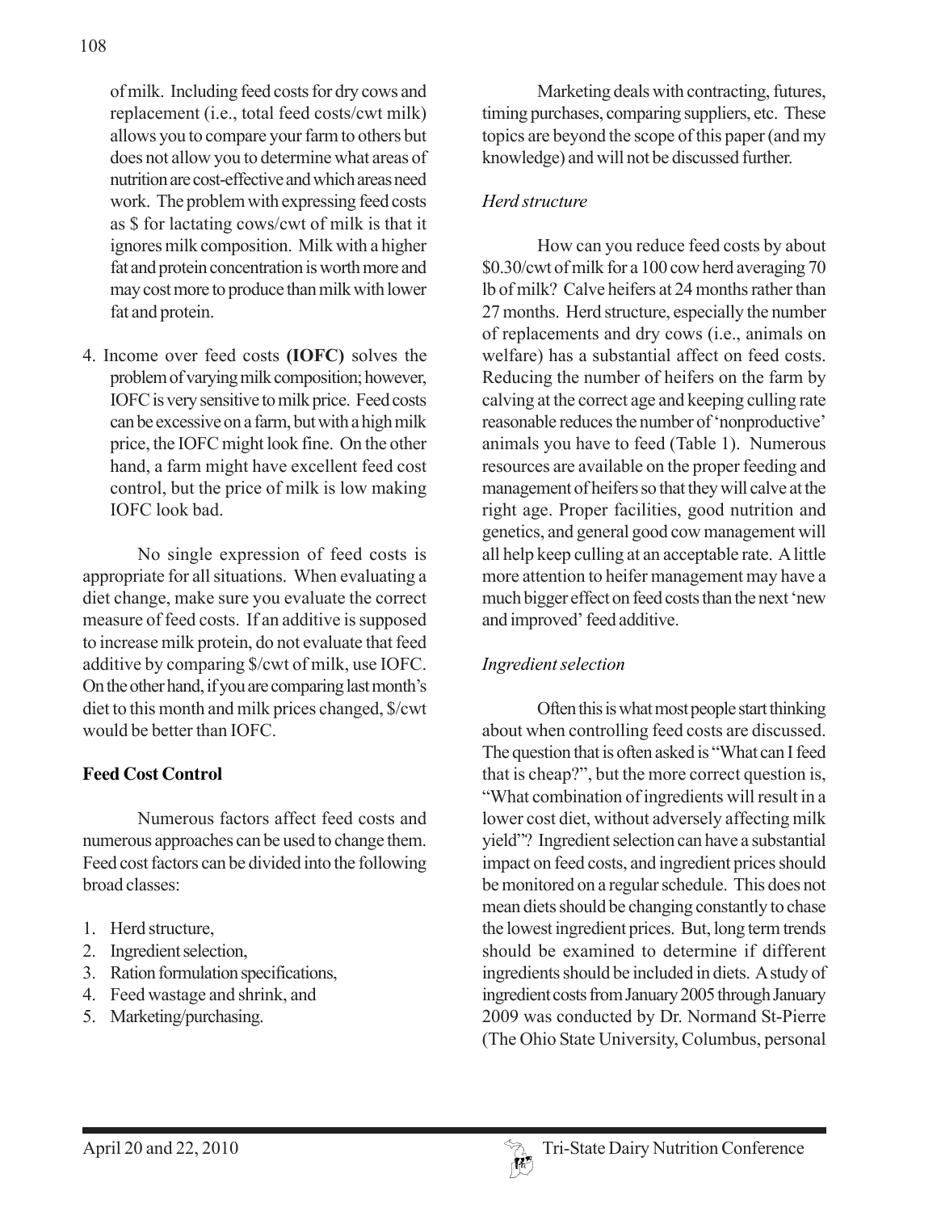of milk. Including feed costs for dry cows and replacement (i.e., total feed costs/cwt milk) allows you to compare your farm to others but does not allow you to determine what areas of nutrition are cost-effective and which areas need work. The problem with expressing feed costs as $ for lactating cows/cwt of milk is that it ignores milk composition. Milk with a higher fat and protein concentration is worth more and may cost more to produce than milk with lower fat and protein.

4. Income over feed costs **(IOFC)** solves the problem of varying milk composition; however, IOFC is very sensitive to milk price. Feed costs can be excessive on a farm, but with a high milk price, the IOFC might look fine. On the other hand, a farm might have excellent feed cost control, but the price of milk is low making IOFC look bad.

No single expression of feed costs is appropriate for all situations. When evaluating a diet change, make sure you evaluate the correct measure of feed costs. If an additive is supposed to increase milk protein, do not evaluate that feed additive by comparing $/cwt of milk, use IOFC. On the other hand, if you are comparing last month's diet to this month and milk prices changed, $/cwt would be better than IOFC.

## Feed Cost Control

Numerous factors affect feed costs and numerous approaches can be used to change them. Feed cost factors can be divided into the following broad classes:

1. Herd structure,
2. Ingredient selection,
3. Ration formulation specifications,
4. Feed wastage and shrink, and
5. Marketing/purchasing.

Marketing deals with contracting, futures, timing purchases, comparing suppliers, etc. These topics are beyond the scope of this paper (and my knowledge) and will not be discussed further.

### *Herd structure*

How can you reduce feed costs by about $0.30/cwt of milk for a 100 cow herd averaging 70 lb of milk? Calve heifers at 24 months rather than 27 months. Herd structure, especially the number of replacements and dry cows (i.e., animals on welfare) has a substantial affect on feed costs. Reducing the number of heifers on the farm by calving at the correct age and keeping culling rate reasonable reduces the number of 'nonproductive' animals you have to feed (Table 1). Numerous resources are available on the proper feeding and management of heifers so that they will calve at the right age. Proper facilities, good nutrition and genetics, and general good cow management will all help keep culling at an acceptable rate. A little more attention to heifer management may have a much bigger effect on feed costs than the next 'new and improved' feed additive.

### *Ingredient selection*

Often this is what most people start thinking about when controlling feed costs are discussed. The question that is often asked is "What can I feed that is cheap?", but the more correct question is, "What combination of ingredients will result in a lower cost diet, without adversely affecting milk yield"? Ingredient selection can have a substantial impact on feed costs, and ingredient prices should be monitored on a regular schedule. This does not mean diets should be changing constantly to chase the lowest ingredient prices. But, long term trends should be examined to determine if different ingredients should be included in diets. A study of ingredient costs from January 2005 through January 2009 was conducted by Dr. Normand St-Pierre (The Ohio State University, Columbus, personal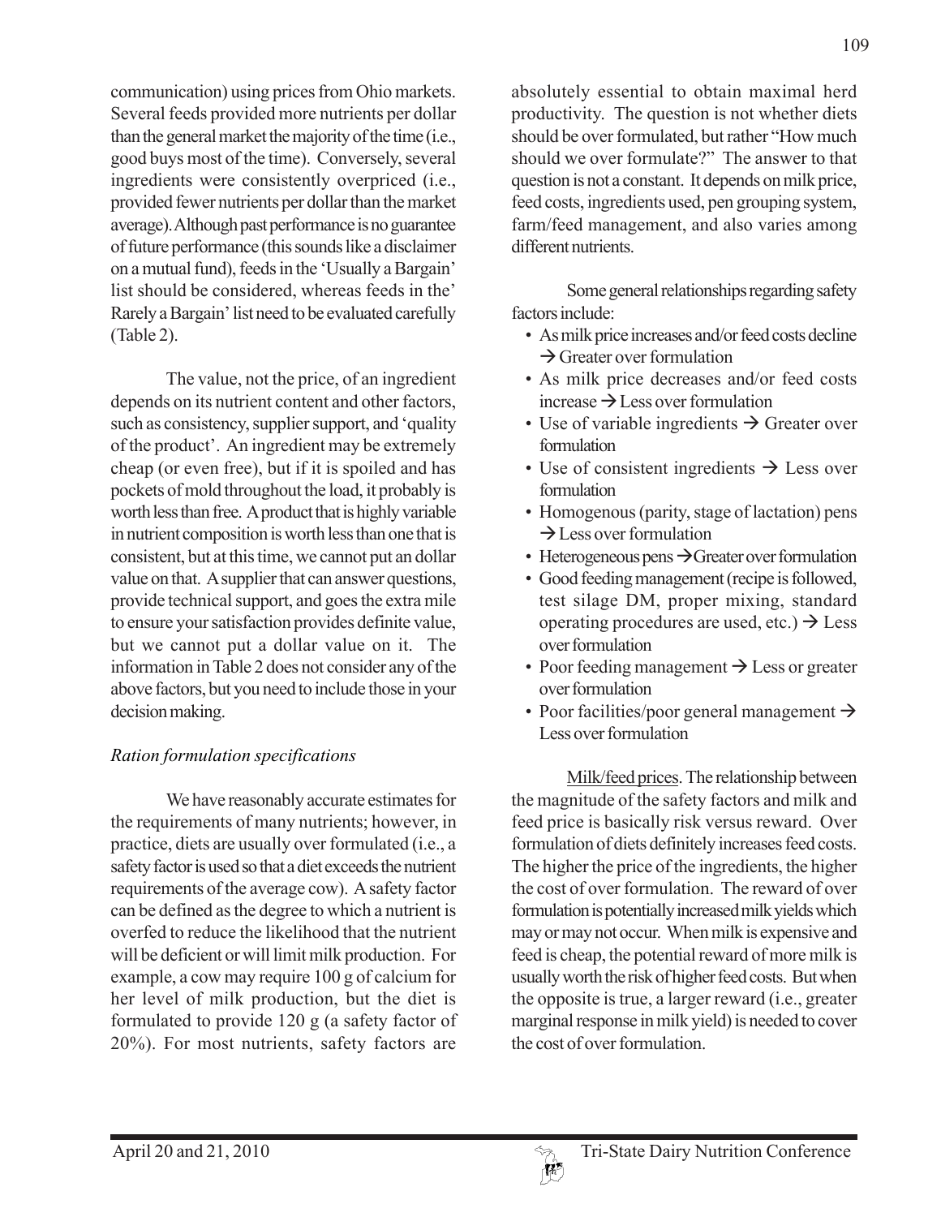communication) using prices from Ohio markets. Several feeds provided more nutrients per dollar than the general market the majority of the time (i.e., good buys most of the time). Conversely, several ingredients were consistently overpriced (i.e., provided fewer nutrients per dollar than the market average). Although past performance is no guarantee of future performance (this sounds like a disclaimer on a mutual fund), feeds in the 'Usually a Bargain' list should be considered, whereas feeds in the' Rarely a Bargain' list need to be evaluated carefully (Table 2).

The value, not the price, of an ingredient depends on its nutrient content and other factors, such as consistency, supplier support, and 'quality of the product'. An ingredient may be extremely cheap (or even free), but if it is spoiled and has pockets of mold throughout the load, it probably is worth less than free. A product that is highly variable in nutrient composition is worth less than one that is consistent, but at this time, we cannot put an dollar value on that. A supplier that can answer questions, provide technical support, and goes the extra mile to ensure your satisfaction provides definite value, but we cannot put a dollar value on it. The information in Table 2 does not consider any of the above factors, but you need to include those in your decision making.

*Ration formulation specifications*

We have reasonably accurate estimates for the requirements of many nutrients; however, in practice, diets are usually over formulated (i.e., a safety factor is used so that a diet exceeds the nutrient requirements of the average cow). A safety factor can be defined as the degree to which a nutrient is overfed to reduce the likelihood that the nutrient will be deficient or will limit milk production. For example, a cow may require 100 g of calcium for her level of milk production, but the diet is formulated to provide 120 g (a safety factor of 20%). For most nutrients, safety factors are absolutely essential to obtain maximal herd productivity. The question is not whether diets should be over formulated, but rather "How much should we over formulate?" The answer to that question is not a constant. It depends on milk price, feed costs, ingredients used, pen grouping system, farm/feed management, and also varies among different nutrients.

Some general relationships regarding safety factors include:

- As milk price increases and/or feed costs decline → Greater over formulation
- As milk price decreases and/or feed costs increase → Less over formulation
- Use of variable ingredients → Greater over formulation
- Use of consistent ingredients → Less over formulation
- Homogenous (parity, stage of lactation) pens → Less over formulation
- Heterogeneous pens → Greater over formulation
- Good feeding management (recipe is followed, test silage DM, proper mixing, standard operating procedures are used, etc.) → Less over formulation
- Poor feeding management → Less or greater over formulation
- Poor facilities/poor general management → Less over formulation

<u>Milk/feed prices</u>. The relationship between the magnitude of the safety factors and milk and feed price is basically risk versus reward. Over formulation of diets definitely increases feed costs. The higher the price of the ingredients, the higher the cost of over formulation. The reward of over formulation is potentially increased milk yields which may or may not occur. When milk is expensive and feed is cheap, the potential reward of more milk is usually worth the risk of higher feed costs. But when the opposite is true, a larger reward (i.e., greater marginal response in milk yield) is needed to cover the cost of over formulation.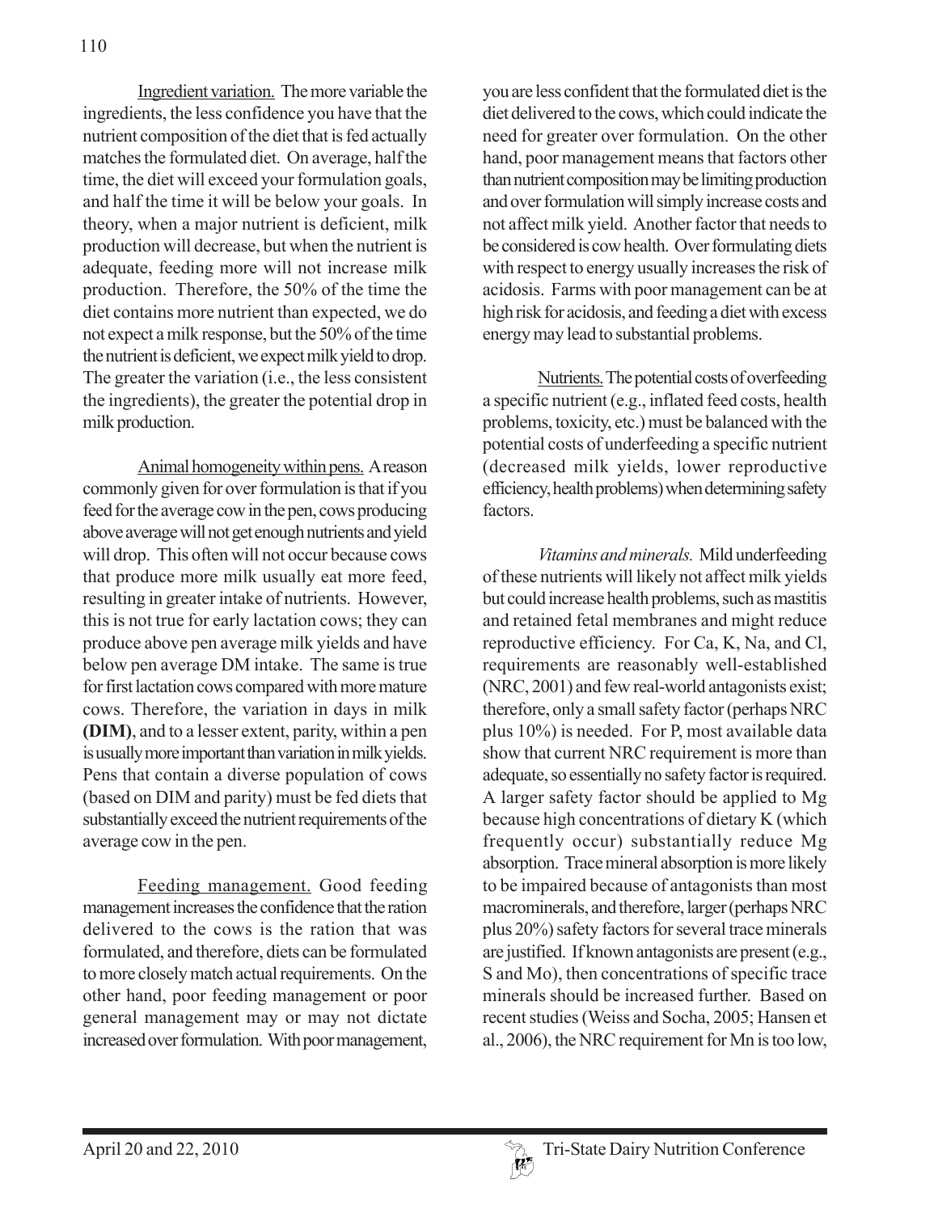Ingredient variation. The more variable the ingredients, the less confidence you have that the nutrient composition of the diet that is fed actually matches the formulated diet. On average, half the time, the diet will exceed your formulation goals, and half the time it will be below your goals. In theory, when a major nutrient is deficient, milk production will decrease, but when the nutrient is adequate, feeding more will not increase milk production. Therefore, the 50% of the time the diet contains more nutrient than expected, we do not expect a milk response, but the 50% of the time the nutrient is deficient, we expect milk yield to drop. The greater the variation (i.e., the less consistent the ingredients), the greater the potential drop in milk production.

Animal homogeneity within pens. A reason commonly given for over formulation is that if you feed for the average cow in the pen, cows producing above average will not get enough nutrients and yield will drop. This often will not occur because cows that produce more milk usually eat more feed, resulting in greater intake of nutrients. However, this is not true for early lactation cows; they can produce above pen average milk yields and have below pen average DM intake. The same is true for first lactation cows compared with more mature cows. Therefore, the variation in days in milk **(DIM)**, and to a lesser extent, parity, within a pen is usually more important than variation in milk yields. Pens that contain a diverse population of cows (based on DIM and parity) must be fed diets that substantially exceed the nutrient requirements of the average cow in the pen.

Feeding management. Good feeding management increases the confidence that the ration delivered to the cows is the ration that was formulated, and therefore, diets can be formulated to more closely match actual requirements. On the other hand, poor feeding management or poor general management may or may not dictate increased over formulation. With poor management, you are less confident that the formulated diet is the diet delivered to the cows, which could indicate the need for greater over formulation. On the other hand, poor management means that factors other than nutrient composition may be limiting production and over formulation will simply increase costs and not affect milk yield. Another factor that needs to be considered is cow health. Over formulating diets with respect to energy usually increases the risk of acidosis. Farms with poor management can be at high risk for acidosis, and feeding a diet with excess energy may lead to substantial problems.

Nutrients. The potential costs of overfeeding a specific nutrient (e.g., inflated feed costs, health problems, toxicity, etc.) must be balanced with the potential costs of underfeeding a specific nutrient (decreased milk yields, lower reproductive efficiency, health problems) when determining safety factors.

*Vitamins and minerals.* Mild underfeeding of these nutrients will likely not affect milk yields but could increase health problems, such as mastitis and retained fetal membranes and might reduce reproductive efficiency. For Ca, K, Na, and Cl, requirements are reasonably well-established (NRC, 2001) and few real-world antagonists exist; therefore, only a small safety factor (perhaps NRC plus 10%) is needed. For P, most available data show that current NRC requirement is more than adequate, so essentially no safety factor is required. A larger safety factor should be applied to Mg because high concentrations of dietary K (which frequently occur) substantially reduce Mg absorption. Trace mineral absorption is more likely to be impaired because of antagonists than most macrominerals, and therefore, larger (perhaps NRC plus 20%) safety factors for several trace minerals are justified. If known antagonists are present (e.g., S and Mo), then concentrations of specific trace minerals should be increased further. Based on recent studies (Weiss and Socha, 2005; Hansen et al., 2006), the NRC requirement for Mn is too low,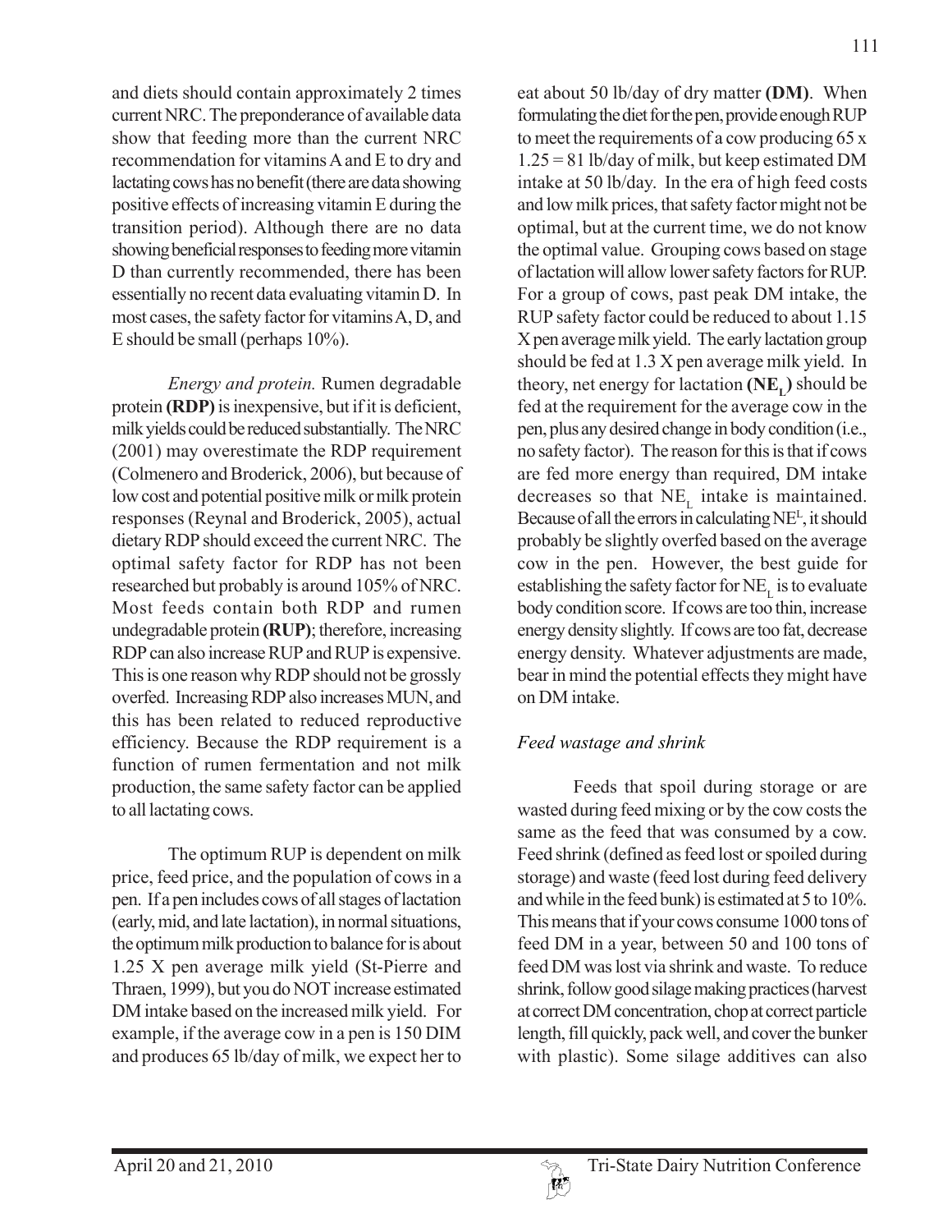and diets should contain approximately 2 times current NRC. The preponderance of available data show that feeding more than the current NRC recommendation for vitamins A and E to dry and lactating cows has no benefit (there are data showing positive effects of increasing vitamin E during the transition period). Although there are no data showing beneficial responses to feeding more vitamin D than currently recommended, there has been essentially no recent data evaluating vitamin D. In most cases, the safety factor for vitamins A, D, and E should be small (perhaps 10%).

*Energy and protein.* Rumen degradable protein **(RDP)** is inexpensive, but if it is deficient, milk yields could be reduced substantially. The NRC (2001) may overestimate the RDP requirement (Colmenero and Broderick, 2006), but because of low cost and potential positive milk or milk protein responses (Reynal and Broderick, 2005), actual dietary RDP should exceed the current NRC. The optimal safety factor for RDP has not been researched but probably is around 105% of NRC. Most feeds contain both RDP and rumen undegradable protein **(RUP)**; therefore, increasing RDP can also increase RUP and RUP is expensive. This is one reason why RDP should not be grossly overfed. Increasing RDP also increases MUN, and this has been related to reduced reproductive efficiency. Because the RDP requirement is a function of rumen fermentation and not milk production, the same safety factor can be applied to all lactating cows.

The optimum RUP is dependent on milk price, feed price, and the population of cows in a pen. If a pen includes cows of all stages of lactation (early, mid, and late lactation), in normal situations, the optimum milk production to balance for is about 1.25 X pen average milk yield (St-Pierre and Thraen, 1999), but you do NOT increase estimated DM intake based on the increased milk yield. For example, if the average cow in a pen is 150 DIM and produces 65 lb/day of milk, we expect her to eat about 50 lb/day of dry matter **(DM)**. When formulating the diet for the pen, provide enough RUP to meet the requirements of a cow producing 65 x 1.25 = 81 lb/day of milk, but keep estimated DM intake at 50 lb/day. In the era of high feed costs and low milk prices, that safety factor might not be optimal, but at the current time, we do not know the optimal value. Grouping cows based on stage of lactation will allow lower safety factors for RUP. For a group of cows, past peak DM intake, the RUP safety factor could be reduced to about 1.15 X pen average milk yield. The early lactation group should be fed at 1.3 X pen average milk yield. In theory, net energy for lactation **($NE_L$)** should be fed at the requirement for the average cow in the pen, plus any desired change in body condition (i.e., no safety factor). The reason for this is that if cows are fed more energy than required, DM intake decreases so that $NE_L$ intake is maintained. Because of all the errors in calculating $NE^L$, it should probably be slightly overfed based on the average cow in the pen. However, the best guide for establishing the safety factor for $NE_L$ is to evaluate body condition score. If cows are too thin, increase energy density slightly. If cows are too fat, decrease energy density. Whatever adjustments are made, bear in mind the potential effects they might have on DM intake.

### *Feed wastage and shrink*

Feeds that spoil during storage or are wasted during feed mixing or by the cow costs the same as the feed that was consumed by a cow. Feed shrink (defined as feed lost or spoiled during storage) and waste (feed lost during feed delivery and while in the feed bunk) is estimated at 5 to 10%. This means that if your cows consume 1000 tons of feed DM in a year, between 50 and 100 tons of feed DM was lost via shrink and waste. To reduce shrink, follow good silage making practices (harvest at correct DM concentration, chop at correct particle length, fill quickly, pack well, and cover the bunker with plastic). Some silage additives can also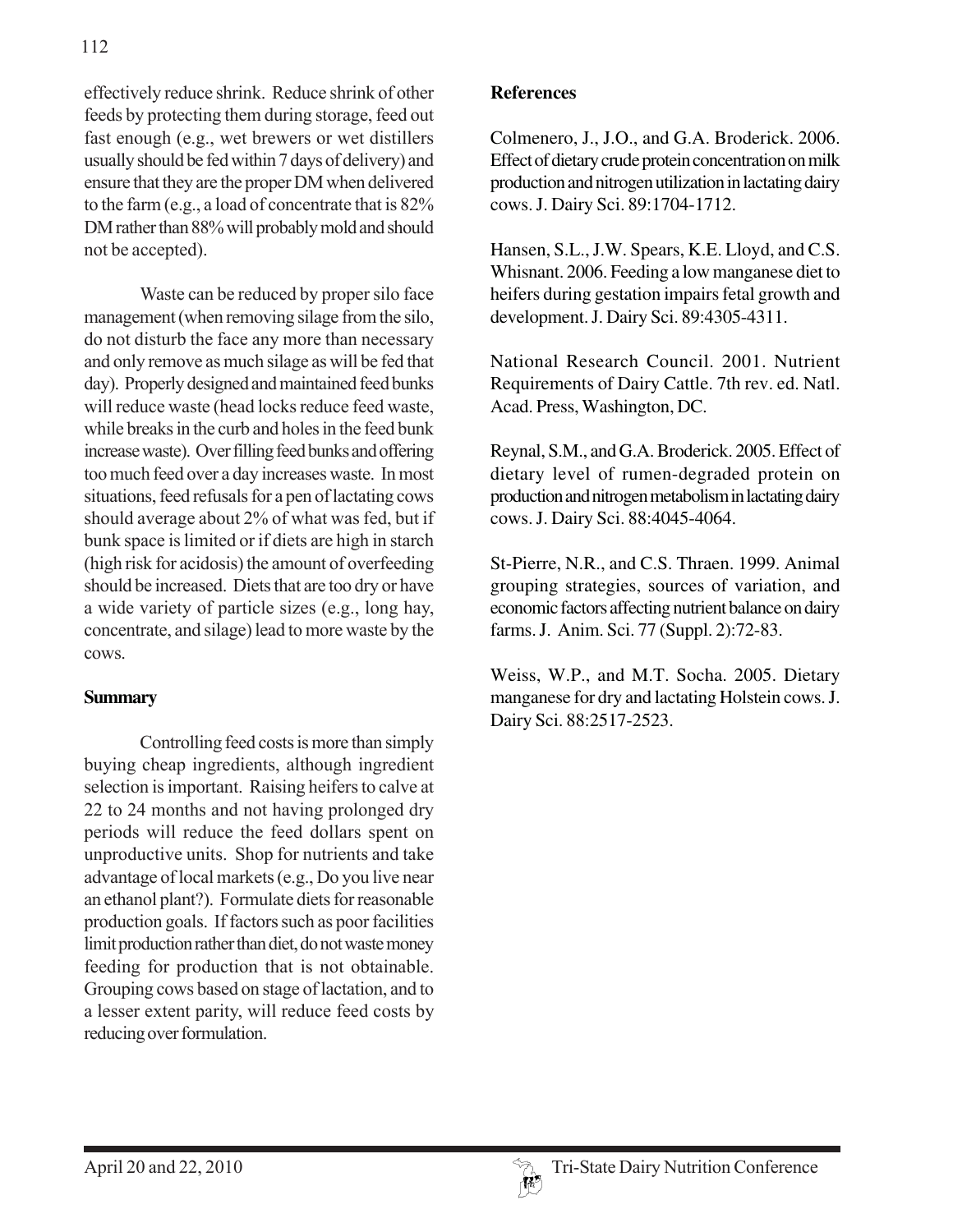effectively reduce shrink. Reduce shrink of other feeds by protecting them during storage, feed out fast enough (e.g., wet brewers or wet distillers usually should be fed within 7 days of delivery) and ensure that they are the proper DM when delivered to the farm (e.g., a load of concentrate that is 82% DM rather than 88% will probably mold and should not be accepted).

Waste can be reduced by proper silo face management (when removing silage from the silo, do not disturb the face any more than necessary and only remove as much silage as will be fed that day). Properly designed and maintained feed bunks will reduce waste (head locks reduce feed waste, while breaks in the curb and holes in the feed bunk increase waste). Over filling feed bunks and offering too much feed over a day increases waste. In most situations, feed refusals for a pen of lactating cows should average about 2% of what was fed, but if bunk space is limited or if diets are high in starch (high risk for acidosis) the amount of overfeeding should be increased. Diets that are too dry or have a wide variety of particle sizes (e.g., long hay, concentrate, and silage) lead to more waste by the cows.

## Summary

Controlling feed costs is more than simply buying cheap ingredients, although ingredient selection is important. Raising heifers to calve at 22 to 24 months and not having prolonged dry periods will reduce the feed dollars spent on unproductive units. Shop for nutrients and take advantage of local markets (e.g., Do you live near an ethanol plant?). Formulate diets for reasonable production goals. If factors such as poor facilities limit production rather than diet, do not waste money feeding for production that is not obtainable. Grouping cows based on stage of lactation, and to a lesser extent parity, will reduce feed costs by reducing over formulation.

## References

Colmenero, J., J.O., and G.A. Broderick. 2006. Effect of dietary crude protein concentration on milk production and nitrogen utilization in lactating dairy cows. J. Dairy Sci. 89:1704-1712.

Hansen, S.L., J.W. Spears, K.E. Lloyd, and C.S. Whisnant. 2006. Feeding a low manganese diet to heifers during gestation impairs fetal growth and development. J. Dairy Sci. 89:4305-4311.

National Research Council. 2001. Nutrient Requirements of Dairy Cattle. 7th rev. ed. Natl. Acad. Press, Washington, DC.

Reynal, S.M., and G.A. Broderick. 2005. Effect of dietary level of rumen-degraded protein on production and nitrogen metabolism in lactating dairy cows. J. Dairy Sci. 88:4045-4064.

St-Pierre, N.R., and C.S. Thraen. 1999. Animal grouping strategies, sources of variation, and economic factors affecting nutrient balance on dairy farms. J. Anim. Sci. 77 (Suppl. 2):72-83.

Weiss, W.P., and M.T. Socha. 2005. Dietary manganese for dry and lactating Holstein cows. J. Dairy Sci. 88:2517-2523.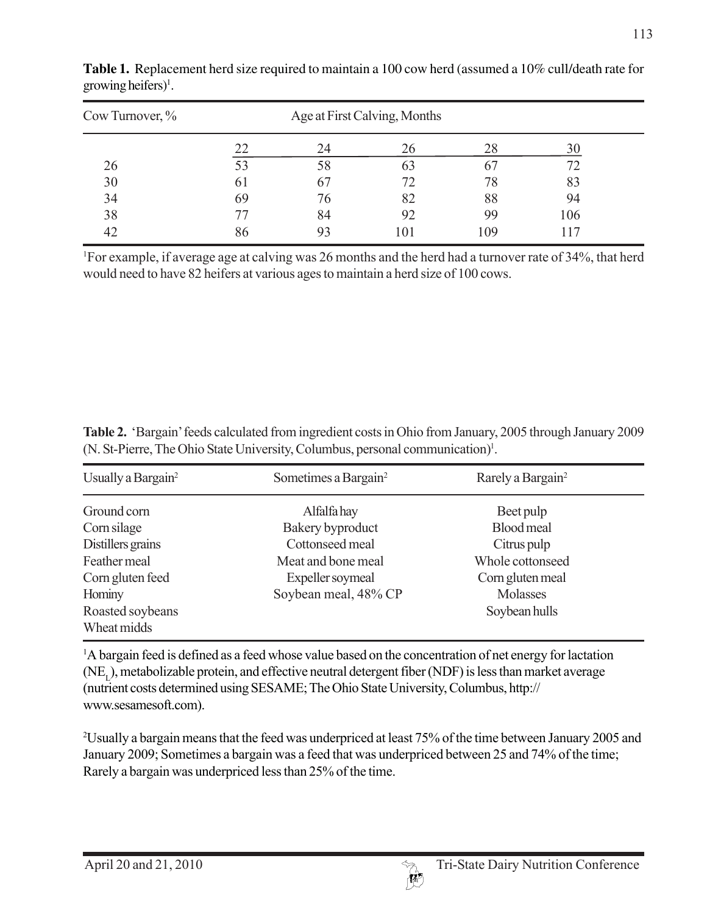**Table 1.** Replacement herd size required to maintain a 100 cow herd (assumed a 10% cull/death rate for growing heifers)[1].

| Cow Turnover, % | Age at First Calving, Months | | | | |
|---|---|---|---|---|---|
| | 22 | 24 | 26 | 28 | 30 |
| 26 | 53 | 58 | 63 | 67 | 72 |
| 30 | 61 | 67 | 72 | 78 | 83 |
| 34 | 69 | 76 | 82 | 88 | 94 |
| 38 | 77 | 84 | 92 | 99 | 106 |
| 42 | 86 | 93 | 101 | 109 | 117 |

[1]For example, if average age at calving was 26 months and the herd had a turnover rate of 34%, that herd would need to have 82 heifers at various ages to maintain a herd size of 100 cows.

**Table 2.** 'Bargain' feeds calculated from ingredient costs in Ohio from January, 2005 through January 2009 (N. St-Pierre, The Ohio State University, Columbus, personal communication)[1].

| Usually a Bargain[2] | Sometimes a Bargain[2] | Rarely a Bargain[2] |
|---|---|---|
| Ground corn | Alfalfa hay | Beet pulp |
| Corn silage | Bakery byproduct | Blood meal |
| Distillers grains | Cottonseed meal | Citrus pulp |
| Feather meal | Meat and bone meal | Whole cottonseed |
| Corn gluten feed | Expeller soymeal | Corn gluten meal |
| Hominy | Soybean meal, 48% CP | Molasses |
| Roasted soybeans | | Soybean hulls |
| Wheat midds | | |

[1]A bargain feed is defined as a feed whose value based on the concentration of net energy for lactation ($NE_L$), metabolizable protein, and effective neutral detergent fiber (NDF) is less than market average (nutrient costs determined using SESAME; The Ohio State University, Columbus, http://www.sesamesoft.com).

[2]Usually a bargain means that the feed was underpriced at least 75% of the time between January 2005 and January 2009; Sometimes a bargain was a feed that was underpriced between 25 and 74% of the time; Rarely a bargain was underpriced less than 25% of the time.